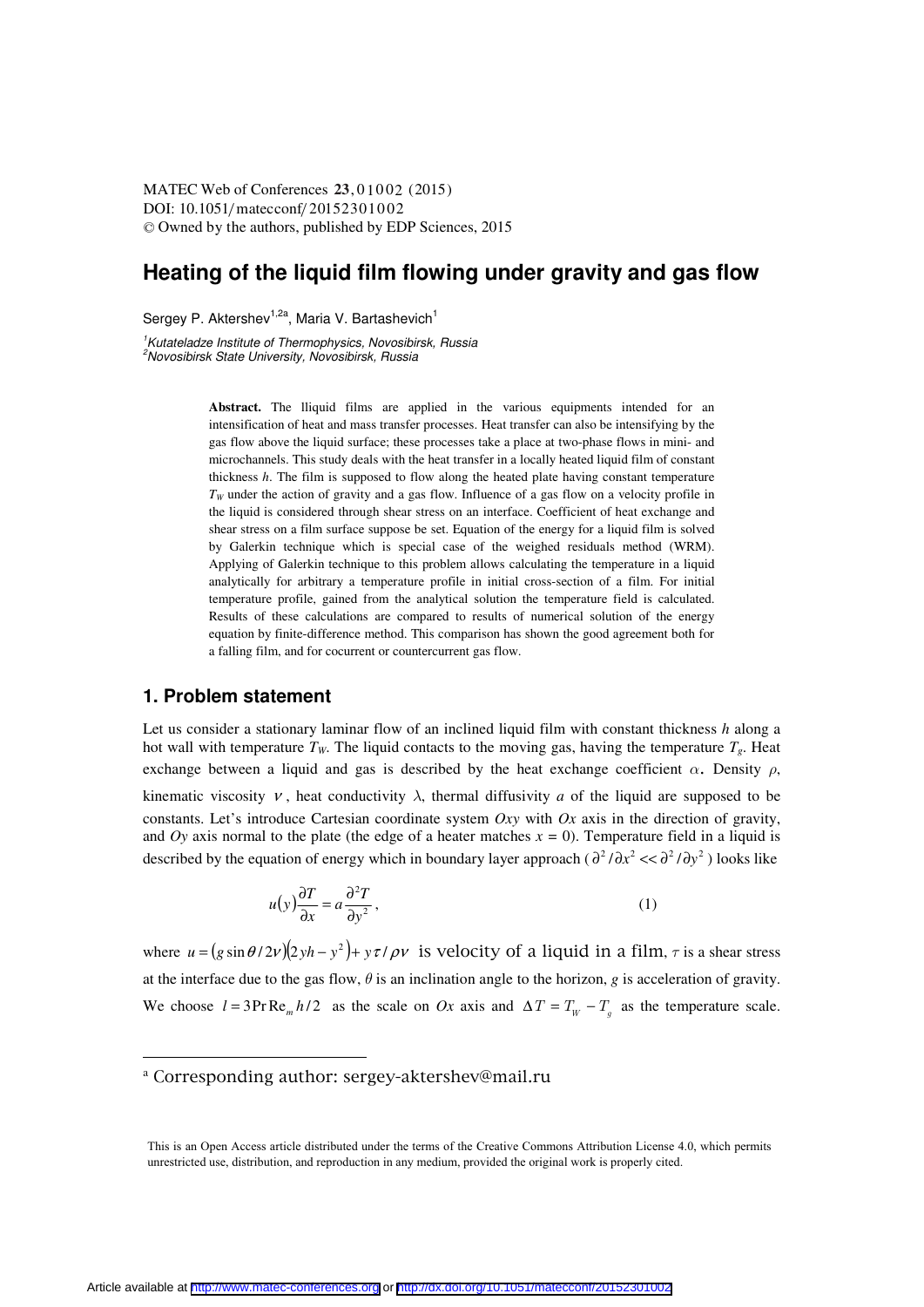# Heating of the liquid film flowing under gravity and gas flow

Sergey P. Aktershev[1,2a], Maria V. Bartashevich[1]

[1]*Kutateladze Institute of Thermophysics, Novosibirsk, Russia*
[2]*Novosibirsk State University, Novosibirsk, Russia*

**Abstract.** The lliquid films are applied in the various equipments intended for an intensification of heat and mass transfer processes. Heat transfer can also be intensifying by the gas flow above the liquid surface; these processes take a place at two-phase flows in mini- and microchannels. This study deals with the heat transfer in a locally heated liquid film of constant thickness *h*. The film is supposed to flow along the heated plate having constant temperature $T_W$ under the action of gravity and a gas flow. Influence of a gas flow on a velocity profile in the liquid is considered through shear stress on an interface. Coefficient of heat exchange and shear stress on a film surface suppose be set. Equation of the energy for a liquid film is solved by Galerkin technique which is special case of the weighed residuals method (WRM). Applying of Galerkin technique to this problem allows calculating the temperature in a liquid analytically for arbitrary a temperature profile in initial cross-section of a film. For initial temperature profile, gained from the analytical solution the temperature field is calculated. Results of these calculations are compared to results of numerical solution of the energy equation by finite-difference method. This comparison has shown the good agreement both for a falling film, and for cocurrent or countercurrent gas flow.

## 1. Problem statement

Let us consider a stationary laminar flow of an inclined liquid film with constant thickness *h* along a hot wall with temperature $T_W$. The liquid contacts to the moving gas, having the temperature $T_g$. Heat exchange between a liquid and gas is described by the heat exchange coefficient $\alpha$. Density $\rho$, kinematic viscosity $\nu$, heat conductivity $\lambda$, thermal diffusivity *a* of the liquid are supposed to be constants. Let's introduce Cartesian coordinate system *Oxy* with *Ox* axis in the direction of gravity, and *Oy* axis normal to the plate (the edge of a heater matches *x* = 0). Temperature field in a liquid is described by the equation of energy which in boundary layer approach ($\partial^2/\partial x^2 << \partial^2/\partial y^2$) looks like

$$u(y)\frac{\partial T}{\partial x} = a\frac{\partial^2 T}{\partial y^2}, \tag{1}$$

where $u = (g\sin\theta/2\nu)(2yh - y^2) + y\tau/\rho\nu$ is velocity of a liquid in a film, $\tau$ is a shear stress at the interface due to the gas flow, $\theta$ is an inclination angle to the horizon, *g* is acceleration of gravity. We choose $l = 3\mathrm{Pr}\,\mathrm{Re}_m h/2$ as the scale on *Ox* axis and $\Delta T = T_W - T_g$ as the temperature scale.

[a] Corresponding author: sergey-aktershev@mail.ru

This is an Open Access article distributed under the terms of the Creative Commons Attribution License 4.0, which permits unrestricted use, distribution, and reproduction in any medium, provided the original work is properly cited.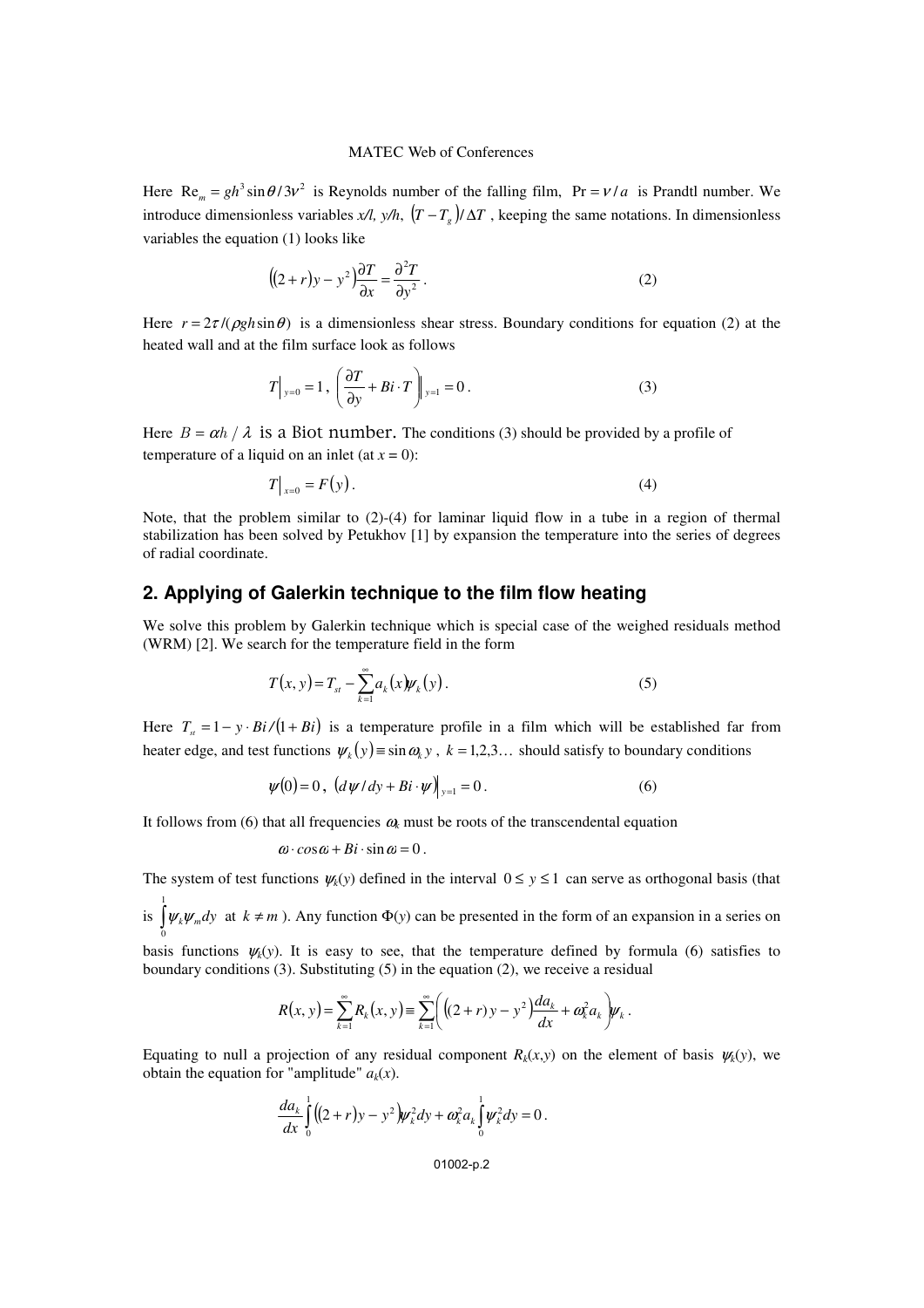Here $\mathrm{Re}_m = gh^3 \sin\theta / 3\nu^2$ is Reynolds number of the falling film, $\Pr = \nu / a$ is Prandtl number. We introduce dimensionless variables *x/l, y/h*, $(T - T_g)/\Delta T$, keeping the same notations. In dimensionless variables the equation (1) looks like

$$\left((2+r)y - y^2\right)\frac{\partial T}{\partial x} = \frac{\partial^2 T}{\partial y^2}. \tag{2}$$

Here $r = 2\tau/(\rho g h \sin\theta)$ is a dimensionless shear stress. Boundary conditions for equation (2) at the heated wall and at the film surface look as follows

$$T\big|_{y=0} = 1, \; \left(\frac{\partial T}{\partial y} + Bi \cdot T\right)\bigg|_{y=1} = 0. \tag{3}$$

Here $B = \alpha h / \lambda$ is a Biot number. The conditions (3) should be provided by a profile of temperature of a liquid on an inlet (at $x = 0$):

$$T\big|_{x=0} = F(y). \tag{4}$$

Note, that the problem similar to (2)-(4) for laminar liquid flow in a tube in a region of thermal stabilization has been solved by Petukhov [1] by expansion the temperature into the series of degrees of radial coordinate.

## 2. Applying of Galerkin technique to the film flow heating

We solve this problem by Galerkin technique which is special case of the weighed residuals method (WRM) [2]. We search for the temperature field in the form

$$T(x, y) = T_{st} - \sum_{k=1}^{\infty} a_k(x)\psi_k(y). \tag{5}$$

Here $T_{st} = 1 - y \cdot Bi/(1 + Bi)$ is a temperature profile in a film which will be established far from heater edge, and test functions $\psi_k(y) \equiv \sin\omega_k y$, $k = 1,2,3\ldots$ should satisfy to boundary conditions

$$\psi(0) = 0, \; \left(d\psi/dy + Bi \cdot \psi\right)\big|_{y=1} = 0. \tag{6}$$

It follows from (6) that all frequencies $\omega_k$ must be roots of the transcendental equation

$$\omega \cdot \cos\omega + Bi \cdot \sin\omega = 0.$$

The system of test functions $\psi_k(y)$ defined in the interval $0 \le y \le 1$ can serve as orthogonal basis (that is $\int_0^1 \psi_k \psi_m dy$ at $k \ne m$). Any function $\Phi(y)$ can be presented in the form of an expansion in a series on basis functions $\psi_k(y)$. It is easy to see, that the temperature defined by formula (6) satisfies to boundary conditions (3). Substituting (5) in the equation (2), we receive a residual

$$R(x, y) = \sum_{k=1}^{\infty} R_k(x, y) \equiv \sum_{k=1}^{\infty}\left(\left((2+r)y - y^2\right)\frac{da_k}{dx} + \omega_k^2 a_k\right)\psi_k.$$

Equating to null a projection of any residual component $R_k(x,y)$ on the element of basis $\psi_k(y)$, we obtain the equation for "amplitude" $a_k(x)$.

$$\frac{da_k}{dx}\int_0^1 \left((2+r)y - y^2\right)\psi_k^2 dy + \omega_k^2 a_k \int_0^1 \psi_k^2 dy = 0.$$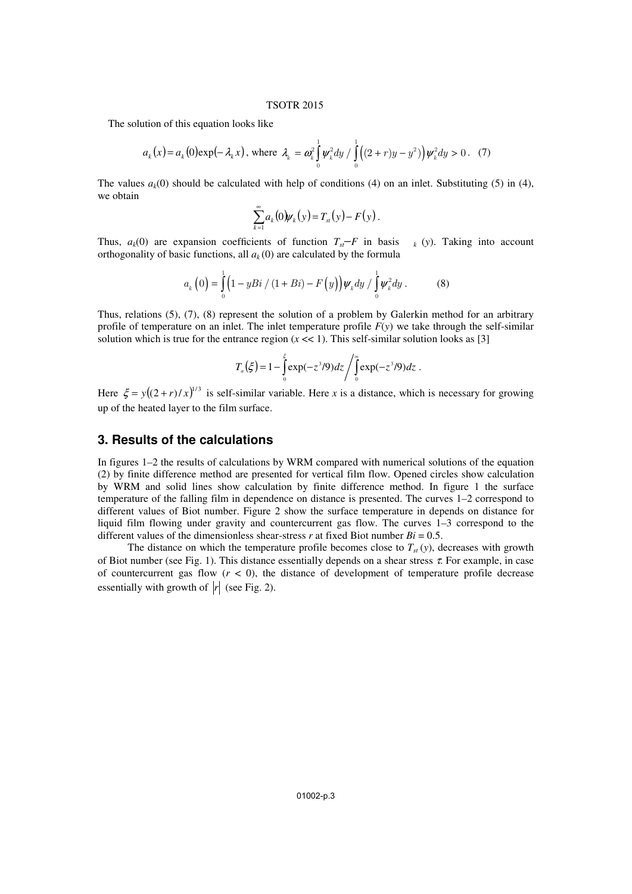The solution of this equation looks like

$$a_k(x) = a_k(0)\exp(-\lambda_k x)\text{, where } \lambda_k = \omega_k^2 \int_0^1 \psi_k^2 dy \Big/ \int_0^1 \left((2+r)y - y^2\right)\psi_k^2 dy > 0 . \quad (7)$$

The values $a_k(0)$ should be calculated with help of conditions (4) on an inlet. Substituting (5) in (4), we obtain

$$\sum_{k=1}^{\infty} a_k(0)\psi_k(y) = T_{st}(y) - F(y) .$$

Thus, $a_k(0)$ are expansion coefficients of function $T_{st}-F$ in basis $\psi_k(y)$. Taking into account orthogonality of basic functions, all $a_k(0)$ are calculated by the formula

$$a_k(0) = \int_0^1 \left(1 - yBi/(1+Bi) - F(y)\right)\psi_k dy \Big/ \int_0^1 \psi_k^2 dy . \quad (8)$$

Thus, relations (5), (7), (8) represent the solution of a problem by Galerkin method for an arbitrary profile of temperature on an inlet. The inlet temperature profile $F(y)$ we take through the self-similar solution which is true for the entrance region ($x \ll 1$). This self-similar solution looks as [3]

$$T_a(\xi) = 1 - \int_0^{\xi} \exp(-z^3/9)dz \Big/ \int_0^{\infty} \exp(-z^3/9)dz .$$

Here $\xi = y\left((2+r)/x\right)^{1/3}$ is self-similar variable. Here $x$ is a distance, which is necessary for growing up of the heated layer to the film surface.

## 3. Results of the calculations

In figures 1–2 the results of calculations by WRM compared with numerical solutions of the equation (2) by finite difference method are presented for vertical film flow. Opened circles show calculation by WRM and solid lines show calculation by finite difference method. In figure 1 the surface temperature of the falling film in dependence on distance is presented. The curves 1–2 correspond to different values of Biot number. Figure 2 show the surface temperature in depends on distance for liquid film flowing under gravity and countercurrent gas flow. The curves 1–3 correspond to the different values of the dimensionless shear-stress $r$ at fixed Biot number $Bi = 0.5$.

The distance on which the temperature profile becomes close to $T_{st}(y)$, decreases with growth of Biot number (see Fig. 1). This distance essentially depends on a shear stress $\tau$. For example, in case of countercurrent gas flow ($r < 0$), the distance of development of temperature profile decrease essentially with growth of $|r|$ (see Fig. 2).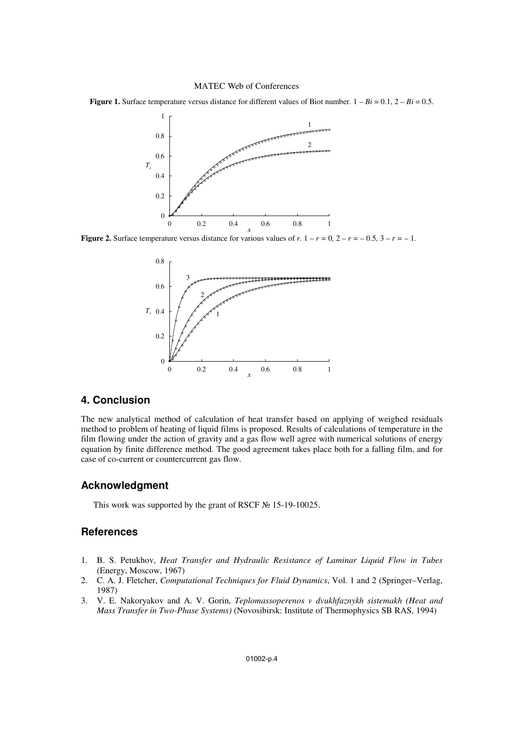**Figure 1.** Surface temperature versus distance for different values of Biot number. 1 – $Bi = 0.1$, 2 – $Bi = 0.5$.

1
0.8
0.6
$T_s$
0.4
0.2
0
0 0.2 0.4 0.6 0.8 1
$x$
1
2

**Figure 2.** Surface temperature versus distance for various values of $r$. 1 – $r = 0$, 2 – $r = -0.5$, 3 – $r = -1$.

0.8
0.6
$T_s$ 0.4
0.2
0
0 0.2 0.4 0.6 0.8 1
$x$
3
2
1

## 4. Conclusion

The new analytical method of calculation of heat transfer based on applying of weighed residuals method to problem of heating of liquid films is proposed. Results of calculations of temperature in the film flowing under the action of gravity and a gas flow well agree with numerical solutions of energy equation by finite difference method. The good agreement takes place both for a falling film, and for case of co-current or countercurrent gas flow.

## Acknowledgment

This work was supported by the grant of RSCF № 15-19-10025.

## References

1. B. S. Petukhov, *Heat Transfer and Hydraulic Resistance of Laminar Liquid Flow in Tubes* (Energy, Moscow, 1967)
2. C. A. J. Fletcher, *Computational Techniques for Fluid Dynamics*, Vol. 1 and 2 (Springer–Verlag, 1987)
3. V. E. Nakoryakov and A. V. Gorin, *Teplomassoperenos v dvukhfaznykh sistemakh (Heat and Mass Transfer in Two-Phase Systems)* (Novosibirsk: Institute of Thermophysics SB RAS, 1994)